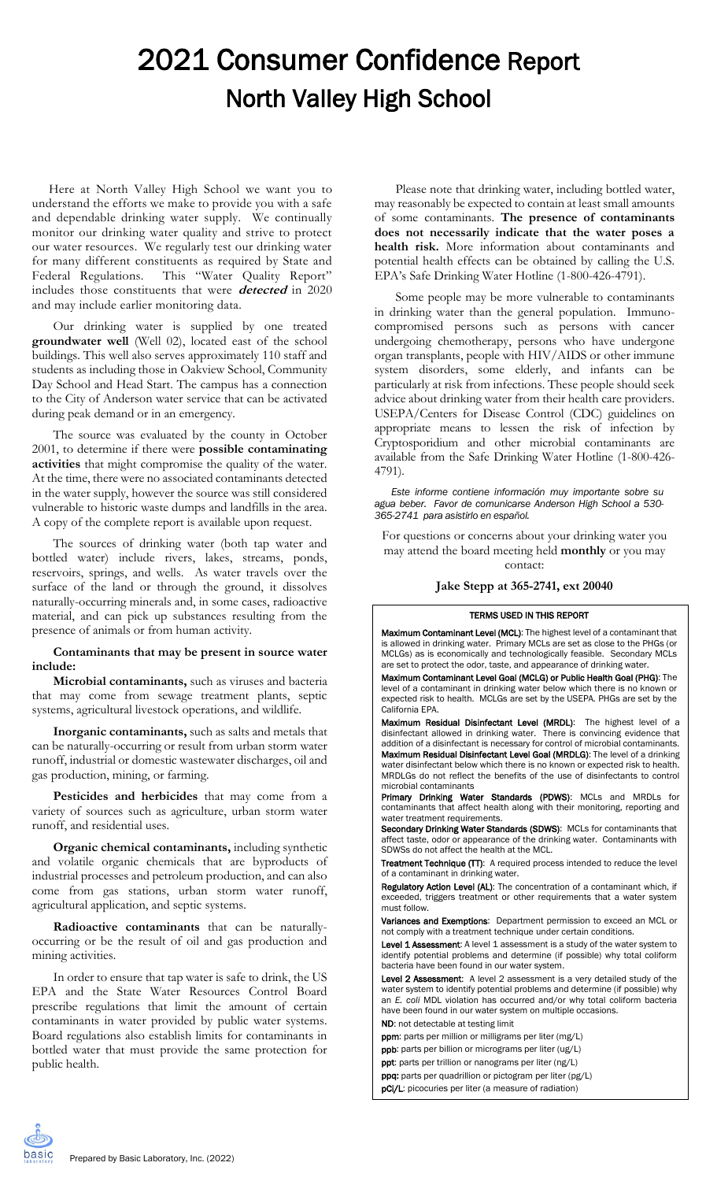# 2021 Consumer Confidence Report
# North Valley High School

Here at North Valley High School we want you to understand the efforts we make to provide you with a safe and dependable drinking water supply. We continually monitor our drinking water quality and strive to protect our water resources. We regularly test our drinking water for many different constituents as required by State and Federal Regulations. This "Water Quality Report" includes those constituents that were ***detected*** in 2020 and may include earlier monitoring data.

Our drinking water is supplied by one treated **groundwater well** (Well 02), located east of the school buildings. This well also serves approximately 110 staff and students as including those in Oakview School, Community Day School and Head Start. The campus has a connection to the City of Anderson water service that can be activated during peak demand or in an emergency.

The source was evaluated by the county in October 2001, to determine if there were **possible contaminating activities** that might compromise the quality of the water. At the time, there were no associated contaminants detected in the water supply, however the source was still considered vulnerable to historic waste dumps and landfills in the area. A copy of the complete report is available upon request.

The sources of drinking water (both tap water and bottled water) include rivers, lakes, streams, ponds, reservoirs, springs, and wells. As water travels over the surface of the land or through the ground, it dissolves naturally-occurring minerals and, in some cases, radioactive material, and can pick up substances resulting from the presence of animals or from human activity.

**Contaminants that may be present in source water include:**

**Microbial contaminants,** such as viruses and bacteria that may come from sewage treatment plants, septic systems, agricultural livestock operations, and wildlife.

**Inorganic contaminants,** such as salts and metals that can be naturally-occurring or result from urban storm water runoff, industrial or domestic wastewater discharges, oil and gas production, mining, or farming.

**Pesticides and herbicides** that may come from a variety of sources such as agriculture, urban storm water runoff, and residential uses.

**Organic chemical contaminants,** including synthetic and volatile organic chemicals that are byproducts of industrial processes and petroleum production, and can also come from gas stations, urban storm water runoff, agricultural application, and septic systems.

**Radioactive contaminants** that can be naturally-occurring or be the result of oil and gas production and mining activities.

In order to ensure that tap water is safe to drink, the US EPA and the State Water Resources Control Board prescribe regulations that limit the amount of certain contaminants in water provided by public water systems. Board regulations also establish limits for contaminants in bottled water that must provide the same protection for public health.

Please note that drinking water, including bottled water, may reasonably be expected to contain at least small amounts of some contaminants. **The presence of contaminants does not necessarily indicate that the water poses a health risk.** More information about contaminants and potential health effects can be obtained by calling the U.S. EPA's Safe Drinking Water Hotline (1-800-426-4791).

Some people may be more vulnerable to contaminants in drinking water than the general population. Immuno-compromised persons such as persons with cancer undergoing chemotherapy, persons who have undergone organ transplants, people with HIV/AIDS or other immune system disorders, some elderly, and infants can be particularly at risk from infections. These people should seek advice about drinking water from their health care providers. USEPA/Centers for Disease Control (CDC) guidelines on appropriate means to lessen the risk of infection by Cryptosporidium and other microbial contaminants are available from the Safe Drinking Water Hotline (1-800-426-4791).

*Este informe contiene información muy importante sobre su agua beber. Favor de comunicarse Anderson High School a 530-365-2741 para asistirlo en español.*

For questions or concerns about your drinking water you may attend the board meeting held **monthly** or you may contact:

**Jake Stepp at 365-2741, ext 20040**

### TERMS USED IN THIS REPORT

**Maximum Contaminant Level (MCL)**: The highest level of a contaminant that is allowed in drinking water. Primary MCLs are set as close to the PHGs (or MCLGs) as is economically and technologically feasible. Secondary MCLs are set to protect the odor, taste, and appearance of drinking water.

**Maximum Contaminant Level Goal (MCLG) or Public Health Goal (PHG)**: The level of a contaminant in drinking water below which there is no known or expected risk to health. MCLGs are set by the USEPA. PHGs are set by the California EPA.

**Maximum Residual Disinfectant Level (MRDL)**: The highest level of a disinfectant allowed in drinking water. There is convincing evidence that addition of a disinfectant is necessary for control of microbial contaminants.

**Maximum Residual Disinfectant Level Goal (MRDLG)**: The level of a drinking water disinfectant below which there is no known or expected risk to health. MRDLGs do not reflect the benefits of the use of disinfectants to control microbial contaminants

**Primary Drinking Water Standards (PDWS)**: MCLs and MRDLs for contaminants that affect health along with their monitoring, reporting and water treatment requirements.

**Secondary Drinking Water Standards (SDWS)**: MCLs for contaminants that affect taste, odor or appearance of the drinking water. Contaminants with SDWSs do not affect the health at the MCL.

**Treatment Technique (TT)**: A required process intended to reduce the level of a contaminant in drinking water.

**Regulatory Action Level (AL)**: The concentration of a contaminant which, if exceeded, triggers treatment or other requirements that a water system must follow.

**Variances and Exemptions**: Department permission to exceed an MCL or not comply with a treatment technique under certain conditions.

**Level 1 Assessment**: A level 1 assessment is a study of the water system to identify potential problems and determine (if possible) why total coliform bacteria have been found in our water system.

**Level 2 Assessment**: A level 2 assessment is a very detailed study of the water system to identify potential problems and determine (if possible) why an *E. coli* MDL violation has occurred and/or why total coliform bacteria have been found in our water system on multiple occasions.

**ND**: not detectable at testing limit

**ppm**: parts per million or milligrams per liter (mg/L)

**ppb**: parts per billion or micrograms per liter (ug/L)

**ppt**: parts per trillion or nanograms per liter (ng/L)

**ppq:** parts per quadrillion or pictogram per liter (pg/L)

**pCi/L**: picocuries per liter (a measure of radiation)

Prepared by Basic Laboratory, Inc. (2022)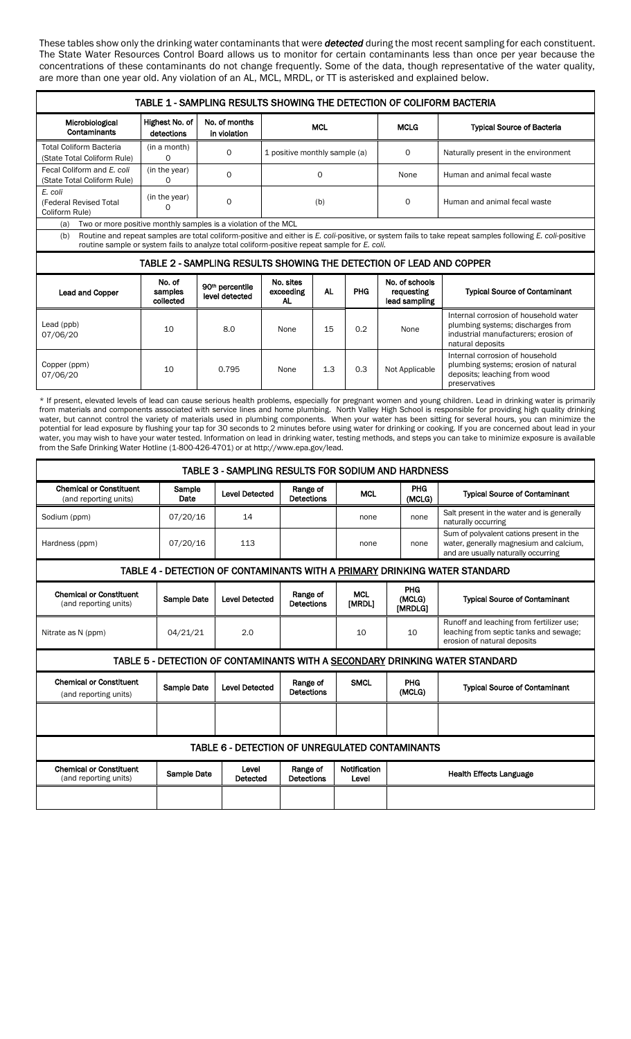These tables show only the drinking water contaminants that were ***detected*** during the most recent sampling for each constituent. The State Water Resources Control Board allows us to monitor for certain contaminants less than once per year because the concentrations of these contaminants do not change frequently. Some of the data, though representative of the water quality, are more than one year old. Any violation of an AL, MCL, MRDL, or TT is asterisked and explained below.

**TABLE 1 - SAMPLING RESULTS SHOWING THE DETECTION OF COLIFORM BACTERIA**

| Microbiological Contaminants | Highest No. of detections | No. of months in violation | MCL | MCLG | Typical Source of Bacteria |
|---|---|---|---|---|---|
| Total Coliform Bacteria (State Total Coliform Rule) | (in a month) 0 | 0 | 1 positive monthly sample (a) | 0 | Naturally present in the environment |
| Fecal Coliform and *E. coli* (State Total Coliform Rule) | (in the year) 0 | 0 | 0 | None | Human and animal fecal waste |
| *E. coli* (Federal Revised Total Coliform Rule) | (in the year) 0 | 0 | (b) | 0 | Human and animal fecal waste |

(a) Two or more positive monthly samples is a violation of the MCL

(b) Routine and repeat samples are total coliform-positive and either is *E. coli*-positive, or system fails to take repeat samples following *E. coli*-positive routine sample or system fails to analyze total coliform-positive repeat sample for *E. coli*.

**TABLE 2 - SAMPLING RESULTS SHOWING THE DETECTION OF LEAD AND COPPER**

| Lead and Copper | No. of samples collected | 90th percentile level detected | No. sites exceeding AL | AL | PHG | No. of schools requesting lead sampling | Typical Source of Contaminant |
|---|---|---|---|---|---|---|---|
| Lead (ppb) 07/06/20 | 10 | 8.0 | None | 15 | 0.2 | None | Internal corrosion of household water plumbing systems; discharges from industrial manufacturers; erosion of natural deposits |
| Copper (ppm) 07/06/20 | 10 | 0.795 | None | 1.3 | 0.3 | Not Applicable | Internal corrosion of household plumbing systems; erosion of natural deposits; leaching from wood preservatives |

* If present, elevated levels of lead can cause serious health problems, especially for pregnant women and young children. Lead in drinking water is primarily from materials and components associated with service lines and home plumbing. North Valley High School is responsible for providing high quality drinking water, but cannot control the variety of materials used in plumbing components. When your water has been sitting for several hours, you can minimize the potential for lead exposure by flushing your tap for 30 seconds to 2 minutes before using water for drinking or cooking. If you are concerned about lead in your water, you may wish to have your water tested. Information on lead in drinking water, testing methods, and steps you can take to minimize exposure is available from the Safe Drinking Water Hotline (1-800-426-4701) or at http://www.epa.gov/lead.

**TABLE 3 - SAMPLING RESULTS FOR SODIUM AND HARDNESS**

| Chemical or Constituent (and reporting units) | Sample Date | Level Detected | Range of Detections | MCL | PHG (MCLG) | Typical Source of Contaminant |
|---|---|---|---|---|---|---|
| Sodium (ppm) | 07/20/16 | 14 | | none | none | Salt present in the water and is generally naturally occurring |
| Hardness (ppm) | 07/20/16 | 113 | | none | none | Sum of polyvalent cations present in the water, generally magnesium and calcium, and are usually naturally occurring |

**TABLE 4 - DETECTION OF CONTAMINANTS WITH A PRIMARY DRINKING WATER STANDARD**

| Chemical or Constituent (and reporting units) | Sample Date | Level Detected | Range of Detections | MCL [MRDL] | PHG (MCLG) [MRDLG] | Typical Source of Contaminant |
|---|---|---|---|---|---|---|
| Nitrate as N (ppm) | 04/21/21 | 2.0 | | 10 | 10 | Runoff and leaching from fertilizer use; leaching from septic tanks and sewage; erosion of natural deposits |

**TABLE 5 - DETECTION OF CONTAMINANTS WITH A SECONDARY DRINKING WATER STANDARD**

| Chemical or Constituent (and reporting units) | Sample Date | Level Detected | Range of Detections | SMCL | PHG (MCLG) | Typical Source of Contaminant |
|---|---|---|---|---|---|---|
| | | | | | | |

**TABLE 6 - DETECTION OF UNREGULATED CONTAMINANTS**

| Chemical or Constituent (and reporting units) | Sample Date | Level Detected | Range of Detections | Notification Level | Health Effects Language |
|---|---|---|---|---|---|
| | | | | | |